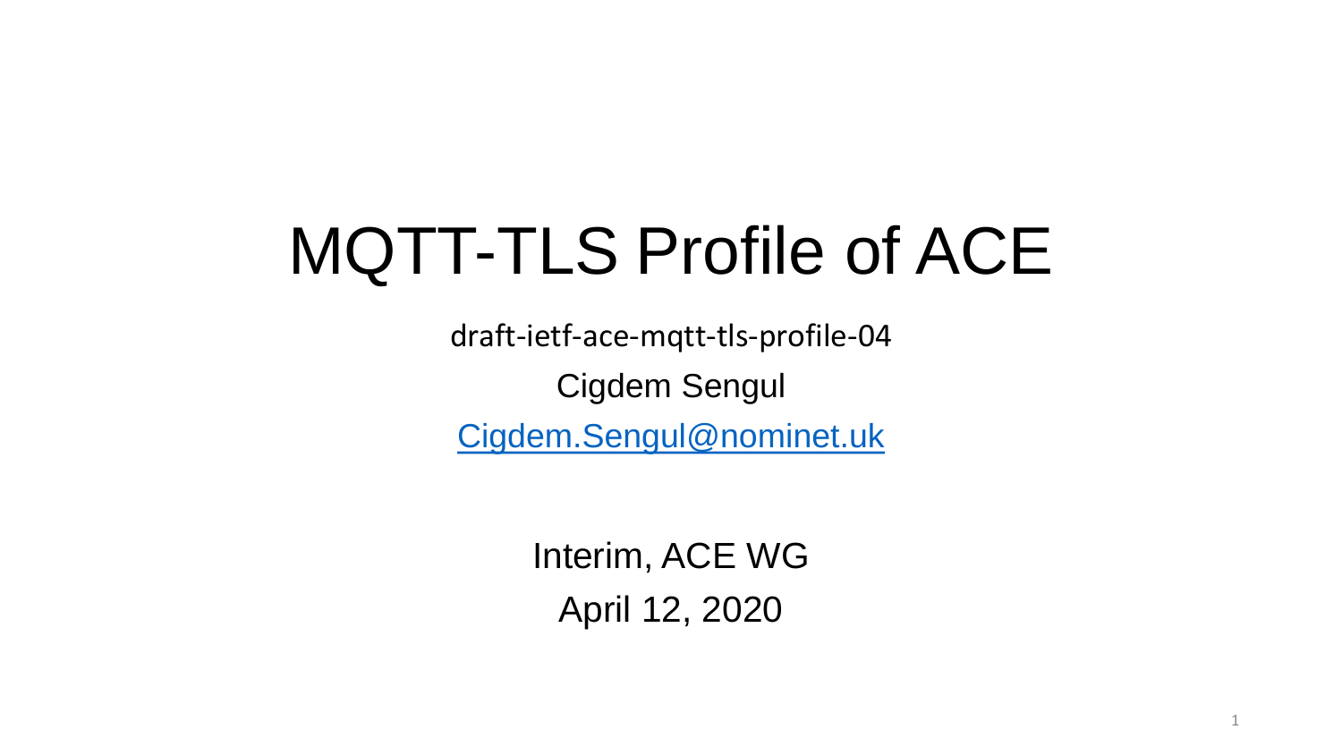# MQTT-TLS Profile of ACE

draft-ietf-ace-mqtt-tls-profile-04

Cigdem Sengul

Cigdem.Sengul@nominet.uk

Interim, ACE WG

April 12, 2020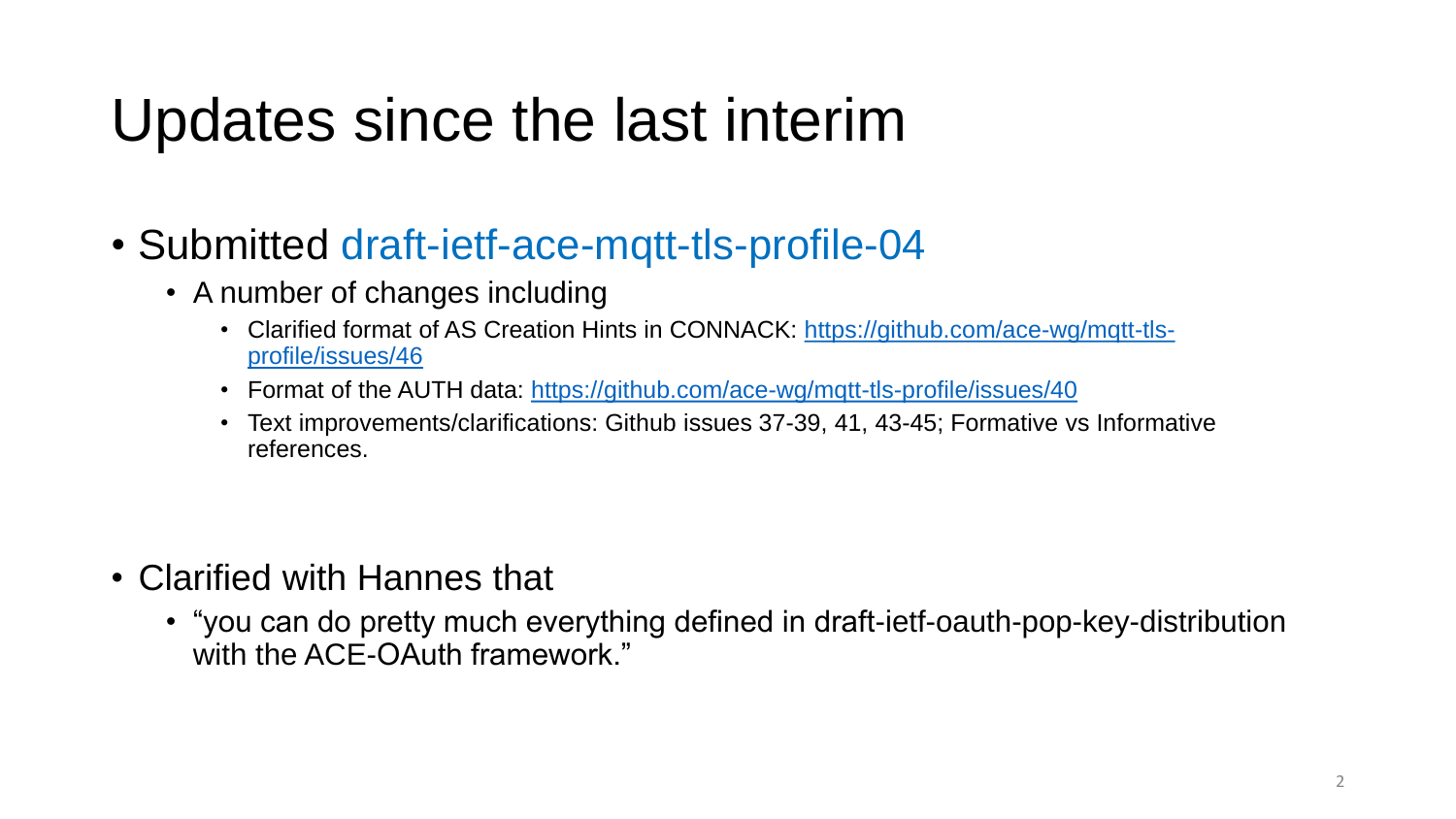# Updates since the last interim

- Submitted draft-ietf-ace-mqtt-tls-profile-04
  - A number of changes including
    - Clarified format of AS Creation Hints in CONNACK: https://github.com/ace-wg/mqtt-tls-profile/issues/46
    - Format of the AUTH data: https://github.com/ace-wg/mqtt-tls-profile/issues/40
    - Text improvements/clarifications: Github issues 37-39, 41, 43-45; Formative vs Informative references.

- Clarified with Hannes that
  - "you can do pretty much everything defined in draft-ietf-oauth-pop-key-distribution with the ACE-OAuth framework."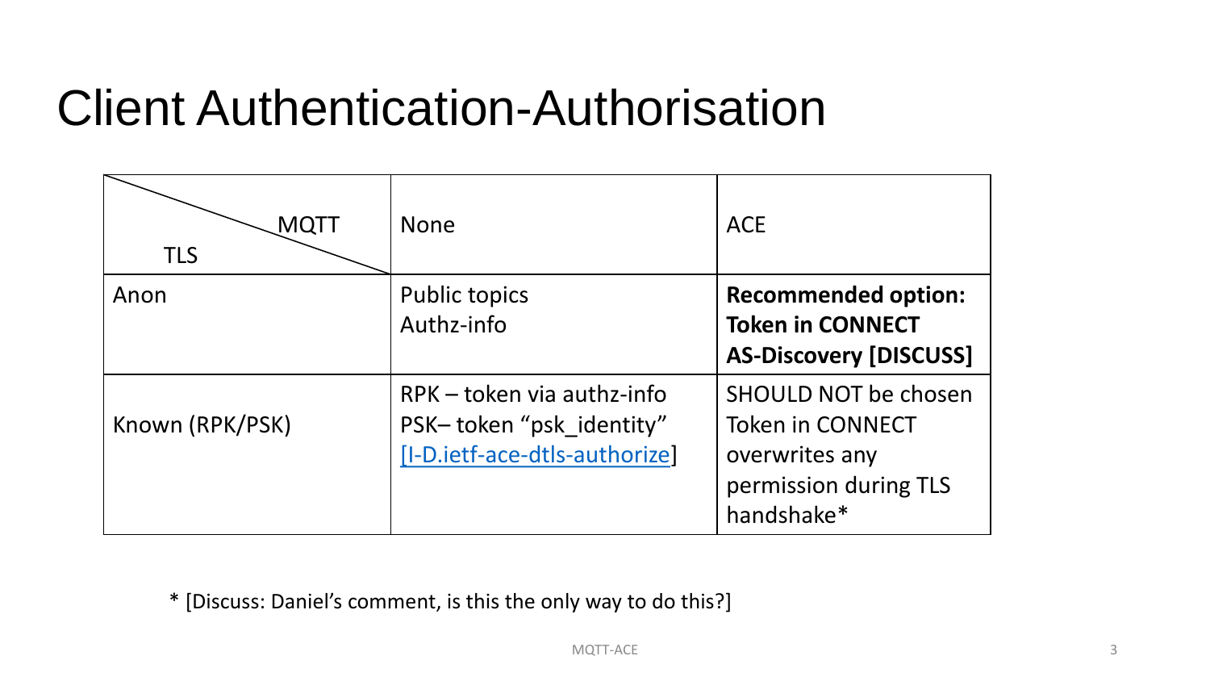# Client Authentication-Authorisation

| TLS \ MQTT | None | ACE |
|---|---|---|
| Anon | Public topics<br>Authz-info | **Recommended option:**<br>**Token in CONNECT**<br>**AS-Discovery [DISCUSS]** |
| Known (RPK/PSK) | RPK – token via authz-info<br>PSK– token "psk_identity"<br>[[I-D.ietf-ace-dtls-authorize](I-D.ietf-ace-dtls-authorize)] | SHOULD NOT be chosen<br>Token in CONNECT overwrites any permission during TLS handshake* |

* [Discuss: Daniel's comment, is this the only way to do this?]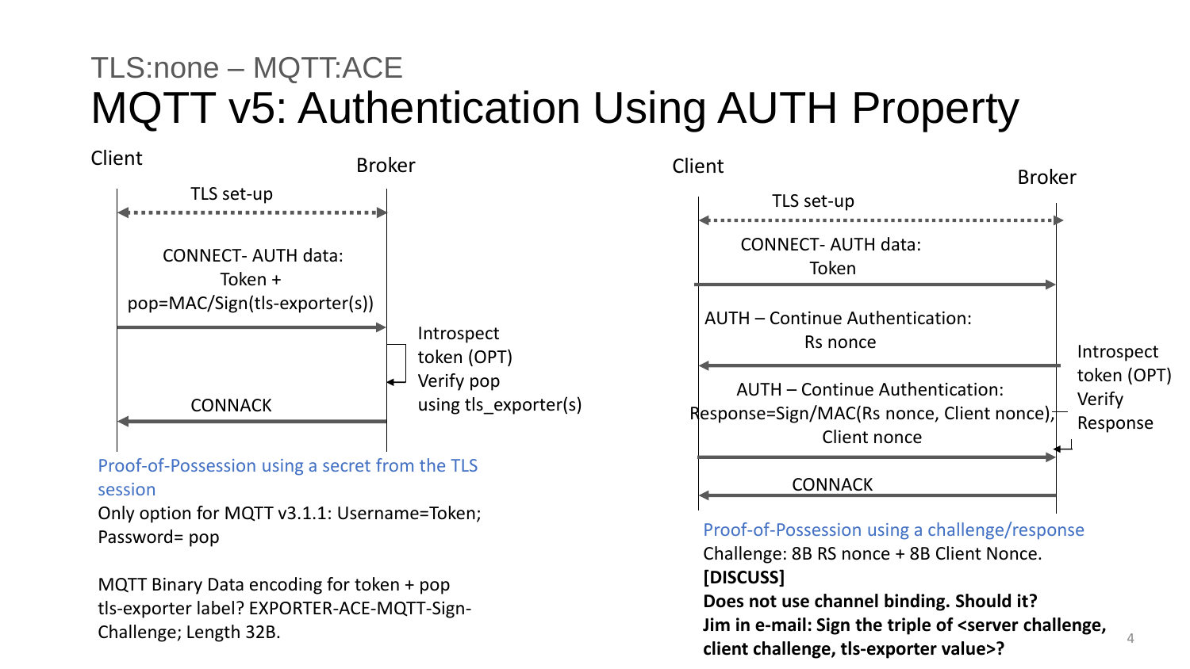TLS:none – MQTT:ACE

# MQTT v5: Authentication Using AUTH Property

Client — Broker

- TLS set-up (Client ↔ Broker)
- CONNECT- AUTH data: Token + pop=MAC/Sign(tls-exporter(s)) (Client → Broker)
- Broker: Introspect token (OPT), Verify pop using tls_exporter(s)
- CONNACK (Broker → Client)

Proof-of-Possession using a secret from the TLS session

Only option for MQTT v3.1.1: Username=Token; Password= pop

MQTT Binary Data encoding for token + pop

tls-exporter label? EXPORTER-ACE-MQTT-Sign-Challenge; Length 32B.

Client — Broker

- TLS set-up (Client ↔ Broker)
- CONNECT- AUTH data: Token (Client → Broker)
- AUTH – Continue Authentication: Rs nonce (Broker → Client)
- AUTH – Continue Authentication: Response=Sign/MAC(Rs nonce, Client nonce), Client nonce (Client → Broker)
- Broker: Introspect token (OPT), Verify Response
- CONNACK (Broker → Client)

Proof-of-Possession using a challenge/response

Challenge: 8B RS nonce + 8B Client Nonce.

**[DISCUSS]**

**Does not use channel binding. Should it?**

**Jim in e-mail: Sign the triple of <server challenge, client challenge, tls-exporter value>?**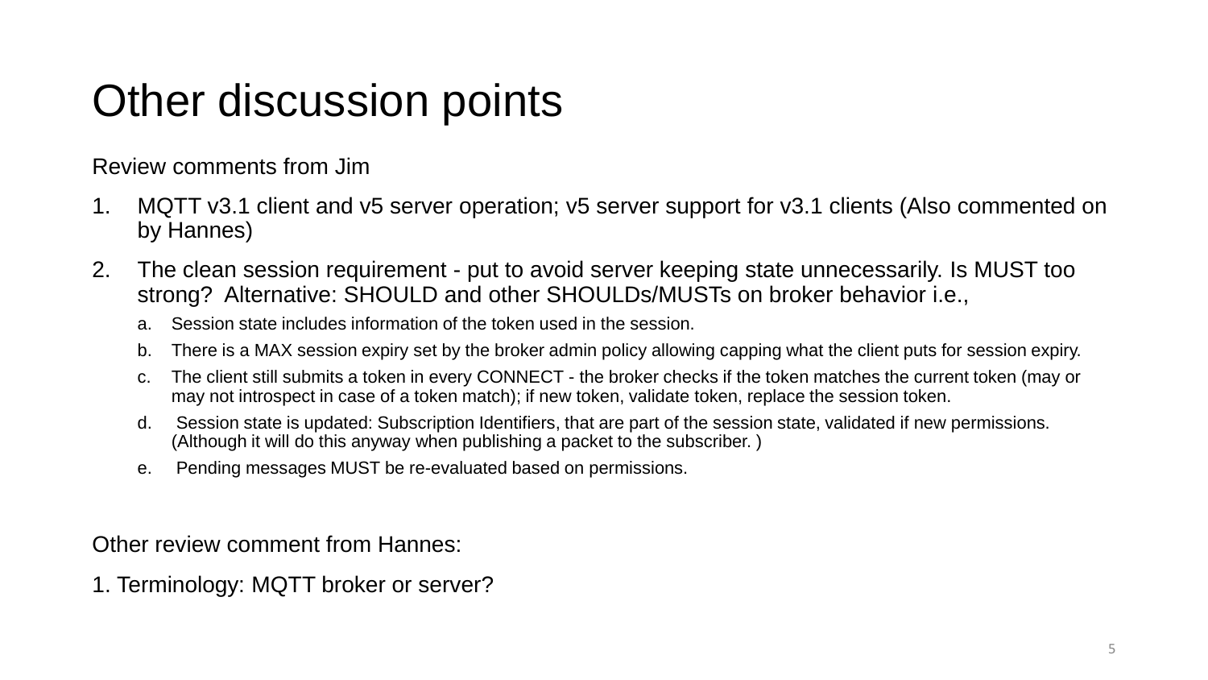# Other discussion points

Review comments from Jim

1. MQTT v3.1 client and v5 server operation; v5 server support for v3.1 clients (Also commented on by Hannes)
2. The clean session requirement - put to avoid server keeping state unnecessarily. Is MUST too strong? Alternative: SHOULD and other SHOULDs/MUSTs on broker behavior i.e.,
   a. Session state includes information of the token used in the session.
   b. There is a MAX session expiry set by the broker admin policy allowing capping what the client puts for session expiry.
   c. The client still submits a token in every CONNECT - the broker checks if the token matches the current token (may or may not introspect in case of a token match); if new token, validate token, replace the session token.
   d. Session state is updated: Subscription Identifiers, that are part of the session state, validated if new permissions. (Although it will do this anyway when publishing a packet to the subscriber. )
   e. Pending messages MUST be re-evaluated based on permissions.

Other review comment from Hannes:

1. Terminology: MQTT broker or server?